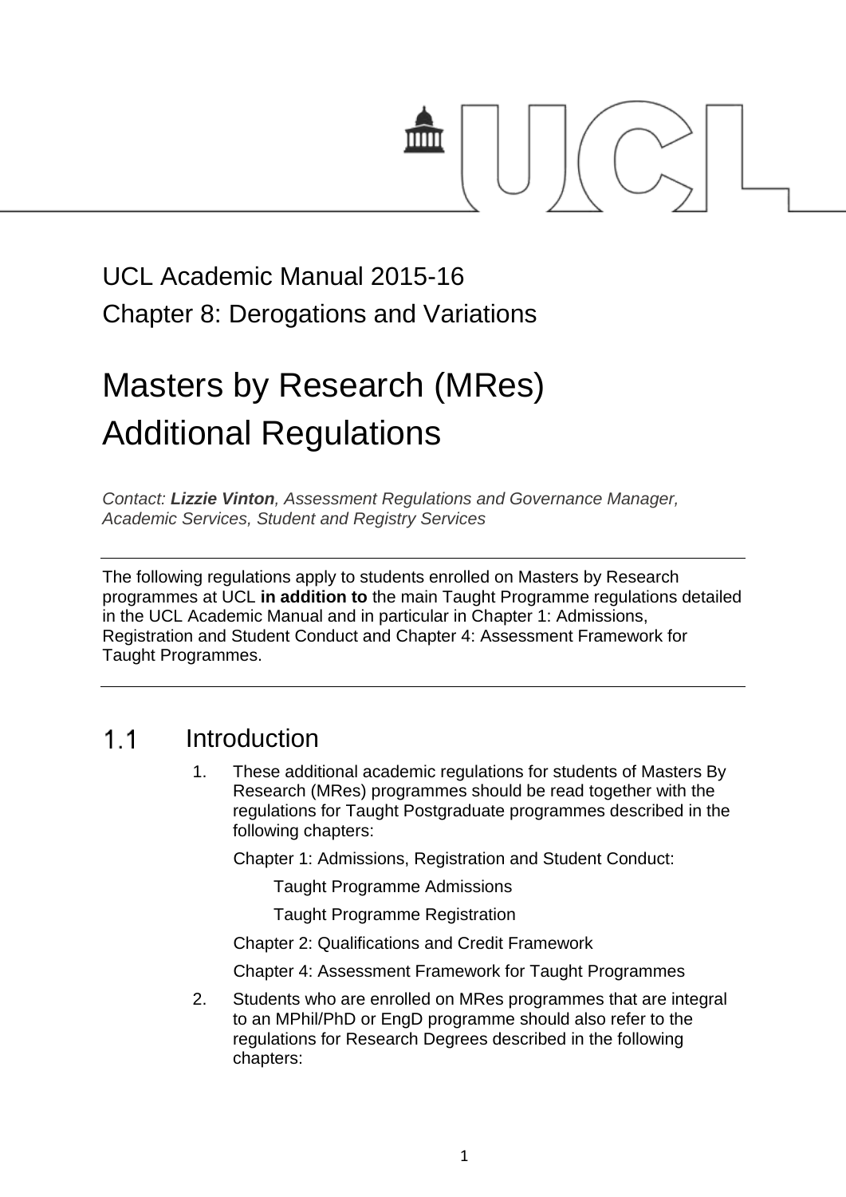UCL Academic Manual 2015-16

Chapter 8: Derogations and Variations

# Masters by Research (MRes) Additional Regulations

*Contact: **Lizzie Vinton**, Assessment Regulations and Governance Manager, Academic Services, Student and Registry Services*

---

The following regulations apply to students enrolled on Masters by Research programmes at UCL **in addition to** the main Taught Programme regulations detailed in the UCL Academic Manual and in particular in Chapter 1: Admissions, Registration and Student Conduct and Chapter 4: Assessment Framework for Taught Programmes.

---

## 1.1 Introduction

1. These additional academic regulations for students of Masters By Research (MRes) programmes should be read together with the regulations for Taught Postgraduate programmes described in the following chapters:

   Chapter 1: Admissions, Registration and Student Conduct:

   - Taught Programme Admissions
   - Taught Programme Registration

   Chapter 2: Qualifications and Credit Framework

   Chapter 4: Assessment Framework for Taught Programmes

2. Students who are enrolled on MRes programmes that are integral to an MPhil/PhD or EngD programme should also refer to the regulations for Research Degrees described in the following chapters: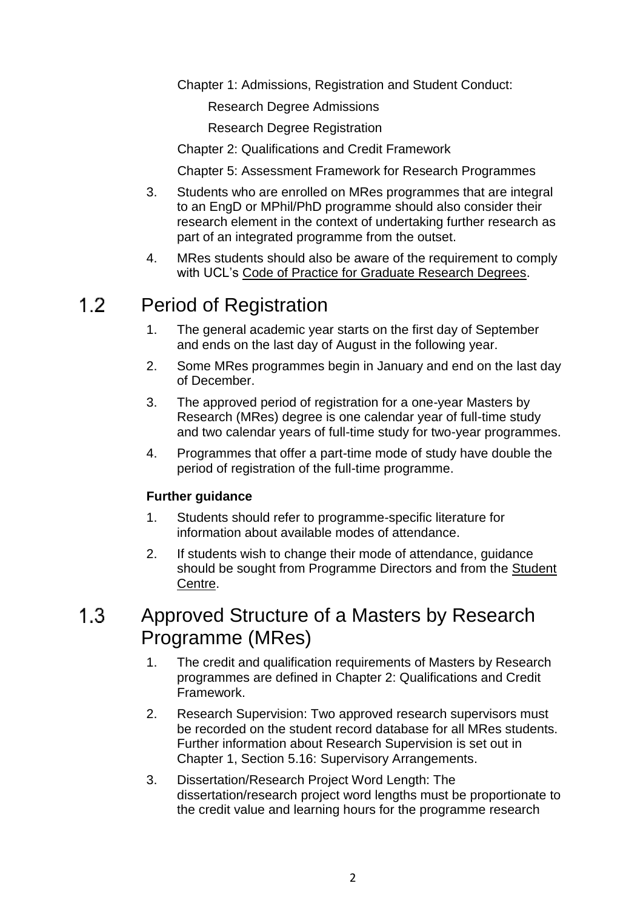Chapter 1: Admissions, Registration and Student Conduct:

Research Degree Admissions

Research Degree Registration

Chapter 2: Qualifications and Credit Framework

Chapter 5: Assessment Framework for Research Programmes

3. Students who are enrolled on MRes programmes that are integral to an EngD or MPhil/PhD programme should also consider their research element in the context of undertaking further research as part of an integrated programme from the outset.
4. MRes students should also be aware of the requirement to comply with UCL's Code of Practice for Graduate Research Degrees.

## 1.2 Period of Registration

1. The general academic year starts on the first day of September and ends on the last day of August in the following year.
2. Some MRes programmes begin in January and end on the last day of December.
3. The approved period of registration for a one-year Masters by Research (MRes) degree is one calendar year of full-time study and two calendar years of full-time study for two-year programmes.
4. Programmes that offer a part-time mode of study have double the period of registration of the full-time programme.

**Further guidance**

1. Students should refer to programme-specific literature for information about available modes of attendance.
2. If students wish to change their mode of attendance, guidance should be sought from Programme Directors and from the Student Centre.

## 1.3 Approved Structure of a Masters by Research Programme (MRes)

1. The credit and qualification requirements of Masters by Research programmes are defined in Chapter 2: Qualifications and Credit Framework.
2. Research Supervision: Two approved research supervisors must be recorded on the student record database for all MRes students. Further information about Research Supervision is set out in Chapter 1, Section 5.16: Supervisory Arrangements.
3. Dissertation/Research Project Word Length: The dissertation/research project word lengths must be proportionate to the credit value and learning hours for the programme research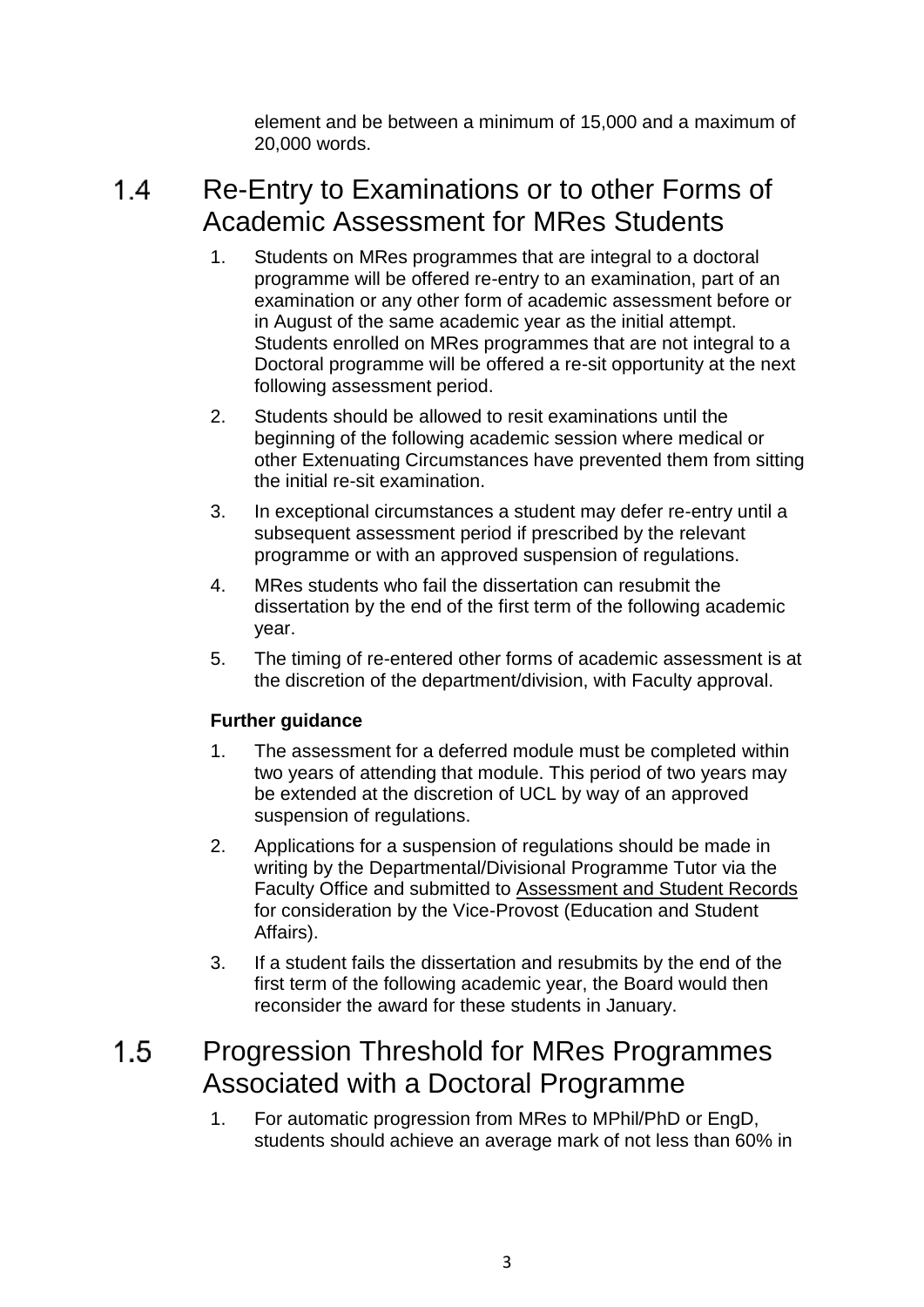element and be between a minimum of 15,000 and a maximum of 20,000 words.

## 1.4 Re-Entry to Examinations or to other Forms of Academic Assessment for MRes Students

1. Students on MRes programmes that are integral to a doctoral programme will be offered re-entry to an examination, part of an examination or any other form of academic assessment before or in August of the same academic year as the initial attempt. Students enrolled on MRes programmes that are not integral to a Doctoral programme will be offered a re-sit opportunity at the next following assessment period.
2. Students should be allowed to resit examinations until the beginning of the following academic session where medical or other Extenuating Circumstances have prevented them from sitting the initial re-sit examination.
3. In exceptional circumstances a student may defer re-entry until a subsequent assessment period if prescribed by the relevant programme or with an approved suspension of regulations.
4. MRes students who fail the dissertation can resubmit the dissertation by the end of the first term of the following academic year.
5. The timing of re-entered other forms of academic assessment is at the discretion of the department/division, with Faculty approval.

**Further guidance**

1. The assessment for a deferred module must be completed within two years of attending that module. This period of two years may be extended at the discretion of UCL by way of an approved suspension of regulations.
2. Applications for a suspension of regulations should be made in writing by the Departmental/Divisional Programme Tutor via the Faculty Office and submitted to Assessment and Student Records for consideration by the Vice-Provost (Education and Student Affairs).
3. If a student fails the dissertation and resubmits by the end of the first term of the following academic year, the Board would then reconsider the award for these students in January.

## 1.5 Progression Threshold for MRes Programmes Associated with a Doctoral Programme

1. For automatic progression from MRes to MPhil/PhD or EngD, students should achieve an average mark of not less than 60% in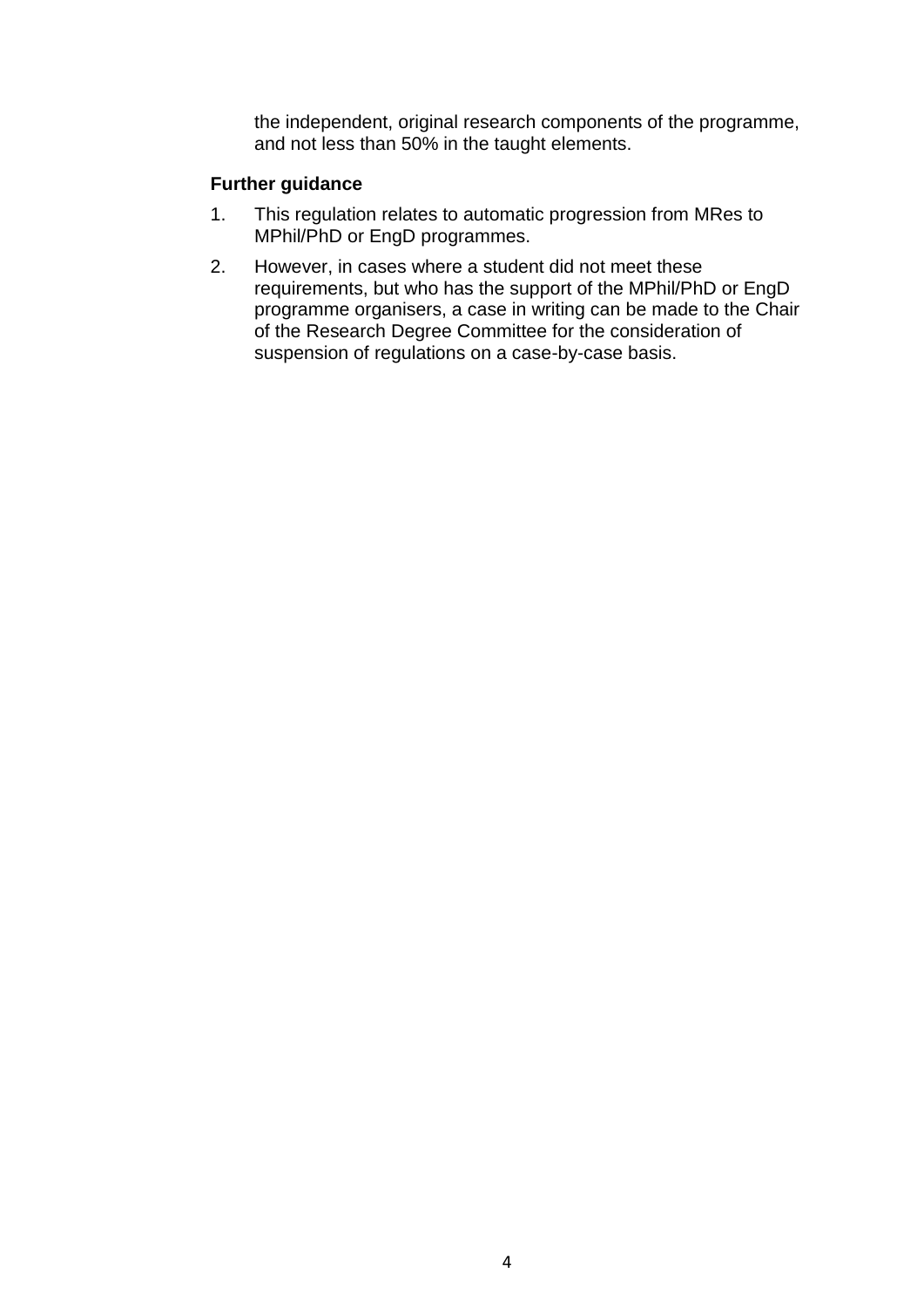the independent, original research components of the programme, and not less than 50% in the taught elements.

**Further guidance**

1. This regulation relates to automatic progression from MRes to MPhil/PhD or EngD programmes.
2. However, in cases where a student did not meet these requirements, but who has the support of the MPhil/PhD or EngD programme organisers, a case in writing can be made to the Chair of the Research Degree Committee for the consideration of suspension of regulations on a case-by-case basis.